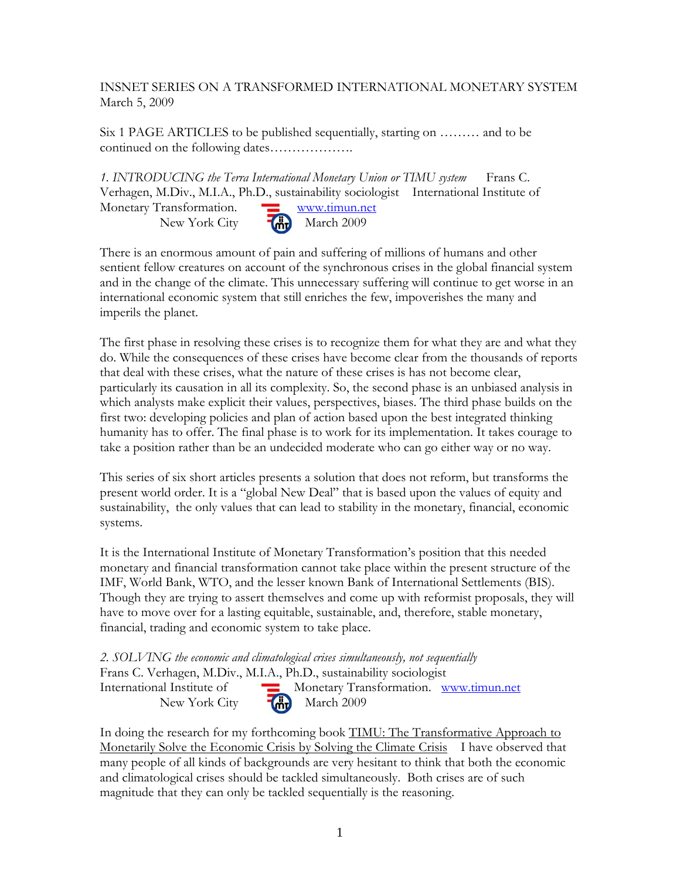INSNET SERIES ON A TRANSFORMED INTERNATIONAL MONETARY SYSTEM
March 5, 2009

Six 1 PAGE ARTICLES to be published sequentially, starting on ……… and to be continued on the following dates……………….

*1. INTRODUCING the Terra International Monetary Union or TIMU system* Frans C. Verhagen, M.Div., M.I.A., Ph.D., sustainability sociologist International Institute of Monetary Transformation. www.timun.net
New York City March 2009

There is an enormous amount of pain and suffering of millions of humans and other sentient fellow creatures on account of the synchronous crises in the global financial system and in the change of the climate. This unnecessary suffering will continue to get worse in an international economic system that still enriches the few, impoverishes the many and imperils the planet.

The first phase in resolving these crises is to recognize them for what they are and what they do. While the consequences of these crises have become clear from the thousands of reports that deal with these crises, what the nature of these crises is has not become clear, particularly its causation in all its complexity. So, the second phase is an unbiased analysis in which analysts make explicit their values, perspectives, biases. The third phase builds on the first two: developing policies and plan of action based upon the best integrated thinking humanity has to offer. The final phase is to work for its implementation. It takes courage to take a position rather than be an undecided moderate who can go either way or no way.

This series of six short articles presents a solution that does not reform, but transforms the present world order. It is a "global New Deal" that is based upon the values of equity and sustainability, the only values that can lead to stability in the monetary, financial, economic systems.

It is the International Institute of Monetary Transformation's position that this needed monetary and financial transformation cannot take place within the present structure of the IMF, World Bank, WTO, and the lesser known Bank of International Settlements (BIS). Though they are trying to assert themselves and come up with reformist proposals, they will have to move over for a lasting equitable, sustainable, and, therefore, stable monetary, financial, trading and economic system to take place.

*2. SOLVING the economic and climatological crises simultaneously, not sequentially*
Frans C. Verhagen, M.Div., M.I.A., Ph.D., sustainability sociologist
International Institute of Monetary Transformation. www.timun.net
New York City March 2009

In doing the research for my forthcoming book TIMU: The Transformative Approach to Monetarily Solve the Economic Crisis by Solving the Climate Crisis I have observed that many people of all kinds of backgrounds are very hesitant to think that both the economic and climatological crises should be tackled simultaneously. Both crises are of such magnitude that they can only be tackled sequentially is the reasoning.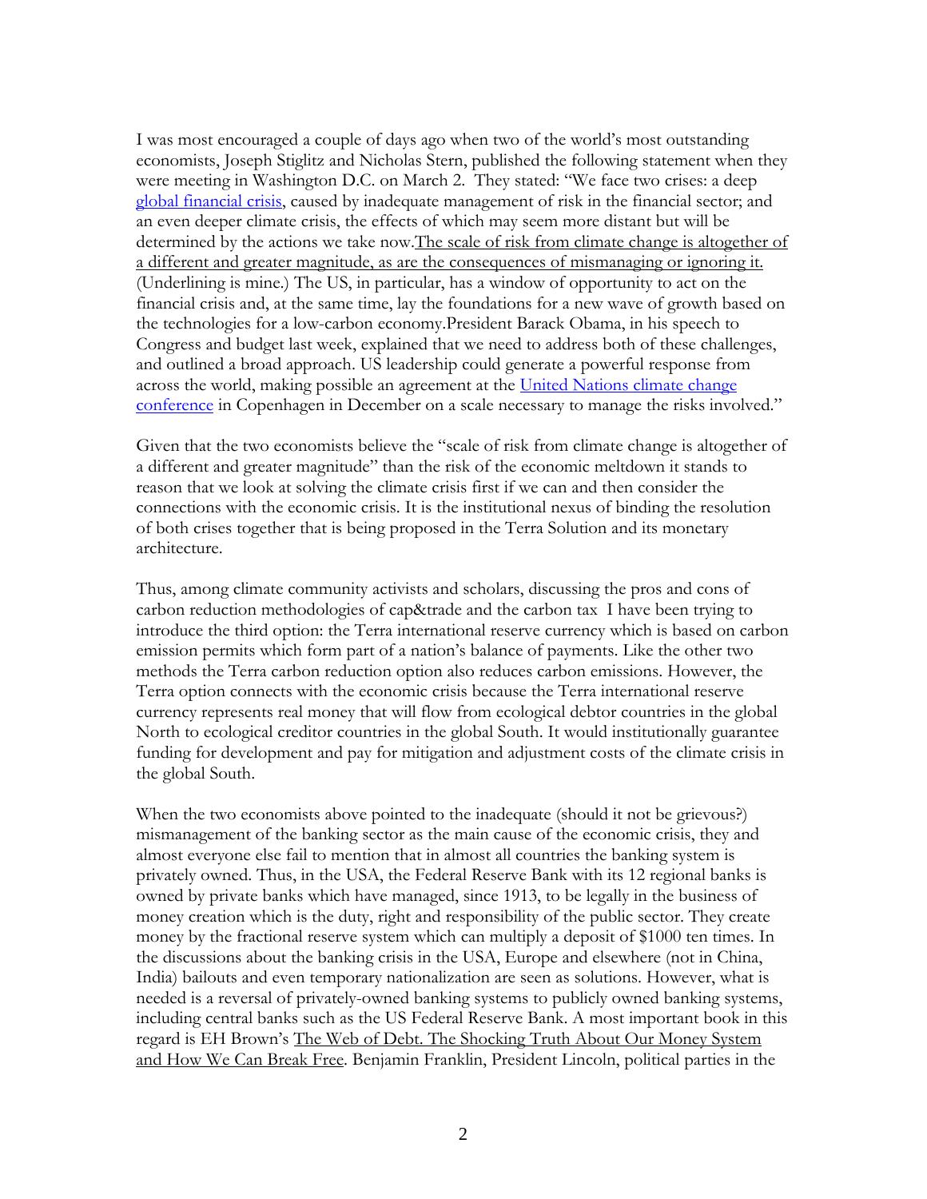I was most encouraged a couple of days ago when two of the world's most outstanding economists, Joseph Stiglitz and Nicholas Stern, published the following statement when they were meeting in Washington D.C. on March 2. They stated: "We face two crises: a deep global financial crisis, caused by inadequate management of risk in the financial sector; and an even deeper climate crisis, the effects of which may seem more distant but will be determined by the actions we take now.The scale of risk from climate change is altogether of a different and greater magnitude, as are the consequences of mismanaging or ignoring it. (Underlining is mine.) The US, in particular, has a window of opportunity to act on the financial crisis and, at the same time, lay the foundations for a new wave of growth based on the technologies for a low-carbon economy.President Barack Obama, in his speech to Congress and budget last week, explained that we need to address both of these challenges, and outlined a broad approach. US leadership could generate a powerful response from across the world, making possible an agreement at the United Nations climate change conference in Copenhagen in December on a scale necessary to manage the risks involved."

Given that the two economists believe the "scale of risk from climate change is altogether of a different and greater magnitude" than the risk of the economic meltdown it stands to reason that we look at solving the climate crisis first if we can and then consider the connections with the economic crisis. It is the institutional nexus of binding the resolution of both crises together that is being proposed in the Terra Solution and its monetary architecture.

Thus, among climate community activists and scholars, discussing the pros and cons of carbon reduction methodologies of cap&trade and the carbon tax I have been trying to introduce the third option: the Terra international reserve currency which is based on carbon emission permits which form part of a nation's balance of payments. Like the other two methods the Terra carbon reduction option also reduces carbon emissions. However, the Terra option connects with the economic crisis because the Terra international reserve currency represents real money that will flow from ecological debtor countries in the global North to ecological creditor countries in the global South. It would institutionally guarantee funding for development and pay for mitigation and adjustment costs of the climate crisis in the global South.

When the two economists above pointed to the inadequate (should it not be grievous?) mismanagement of the banking sector as the main cause of the economic crisis, they and almost everyone else fail to mention that in almost all countries the banking system is privately owned. Thus, in the USA, the Federal Reserve Bank with its 12 regional banks is owned by private banks which have managed, since 1913, to be legally in the business of money creation which is the duty, right and responsibility of the public sector. They create money by the fractional reserve system which can multiply a deposit of $1000 ten times. In the discussions about the banking crisis in the USA, Europe and elsewhere (not in China, India) bailouts and even temporary nationalization are seen as solutions. However, what is needed is a reversal of privately-owned banking systems to publicly owned banking systems, including central banks such as the US Federal Reserve Bank. A most important book in this regard is EH Brown's The Web of Debt. The Shocking Truth About Our Money System and How We Can Break Free. Benjamin Franklin, President Lincoln, political parties in the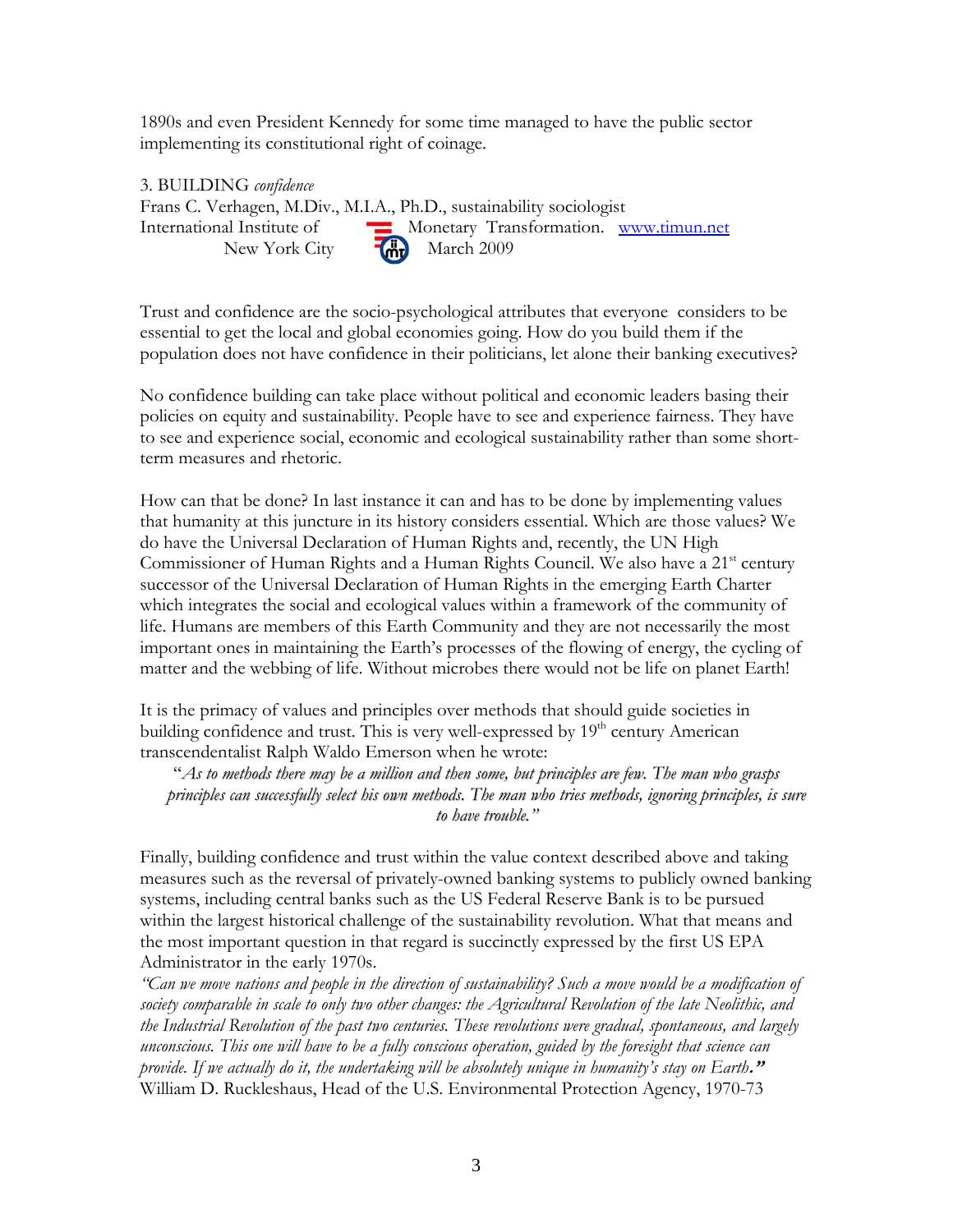1890s and even President Kennedy for some time managed to have the public sector implementing its constitutional right of coinage.

## 3. BUILDING *confidence*

Frans C. Verhagen, M.Div., M.I.A., Ph.D., sustainability sociologist
International Institute of Monetary Transformation. [www.timun.net](http://www.timun.net)
New York City March 2009

Trust and confidence are the socio-psychological attributes that everyone considers to be essential to get the local and global economies going. How do you build them if the population does not have confidence in their politicians, let alone their banking executives?

No confidence building can take place without political and economic leaders basing their policies on equity and sustainability. People have to see and experience fairness. They have to see and experience social, economic and ecological sustainability rather than some short-term measures and rhetoric.

How can that be done? In last instance it can and has to be done by implementing values that humanity at this juncture in its history considers essential. Which are those values? We do have the Universal Declaration of Human Rights and, recently, the UN High Commissioner of Human Rights and a Human Rights Council. We also have a 21st century successor of the Universal Declaration of Human Rights in the emerging Earth Charter which integrates the social and ecological values within a framework of the community of life. Humans are members of this Earth Community and they are not necessarily the most important ones in maintaining the Earth's processes of the flowing of energy, the cycling of matter and the webbing of life. Without microbes there would not be life on planet Earth!

It is the primacy of values and principles over methods that should guide societies in building confidence and trust. This is very well-expressed by 19th century American transcendentalist Ralph Waldo Emerson when he wrote:

> "*As to methods there may be a million and then some, but principles are few. The man who grasps principles can successfully select his own methods. The man who tries methods, ignoring principles, is sure to have trouble.*"

Finally, building confidence and trust within the value context described above and taking measures such as the reversal of privately-owned banking systems to publicly owned banking systems, including central banks such as the US Federal Reserve Bank is to be pursued within the largest historical challenge of the sustainability revolution. What that means and the most important question in that regard is succinctly expressed by the first US EPA Administrator in the early 1970s.

*"Can we move nations and people in the direction of sustainability? Such a move would be a modification of society comparable in scale to only two other changes: the Agricultural Revolution of the late Neolithic, and the Industrial Revolution of the past two centuries. These revolutions were gradual, spontaneous, and largely unconscious. This one will have to be a fully conscious operation, guided by the foresight that science can provide. If we actually do it, the undertaking will be absolutely unique in humanity's stay on Earth."*
William D. Ruckleshaus, Head of the U.S. Environmental Protection Agency, 1970-73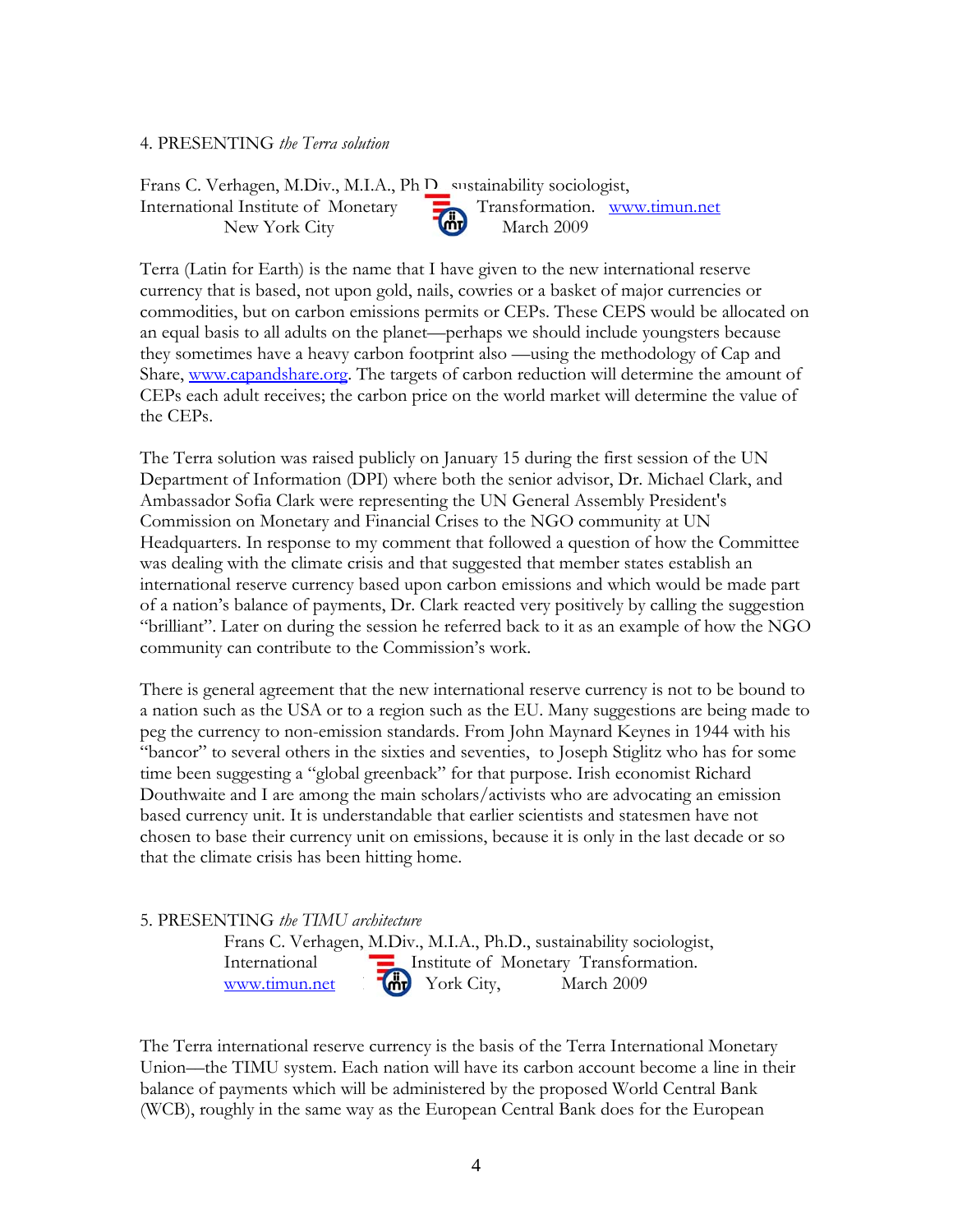4. PRESENTING *the Terra solution*

Frans C. Verhagen, M.Div., M.I.A., Ph.D., sustainability sociologist,
International Institute of Monetary Transformation. www.timun.net
New York City March 2009

Terra (Latin for Earth) is the name that I have given to the new international reserve currency that is based, not upon gold, nails, cowries or a basket of major currencies or commodities, but on carbon emissions permits or CEPs. These CEPS would be allocated on an equal basis to all adults on the planet—perhaps we should include youngsters because they sometimes have a heavy carbon footprint also —using the methodology of Cap and Share, www.capandshare.org. The targets of carbon reduction will determine the amount of CEPs each adult receives; the carbon price on the world market will determine the value of the CEPs.

The Terra solution was raised publicly on January 15 during the first session of the UN Department of Information (DPI) where both the senior advisor, Dr. Michael Clark, and Ambassador Sofia Clark were representing the UN General Assembly President's Commission on Monetary and Financial Crises to the NGO community at UN Headquarters. In response to my comment that followed a question of how the Committee was dealing with the climate crisis and that suggested that member states establish an international reserve currency based upon carbon emissions and which would be made part of a nation's balance of payments, Dr. Clark reacted very positively by calling the suggestion "brilliant". Later on during the session he referred back to it as an example of how the NGO community can contribute to the Commission's work.

There is general agreement that the new international reserve currency is not to be bound to a nation such as the USA or to a region such as the EU. Many suggestions are being made to peg the currency to non-emission standards. From John Maynard Keynes in 1944 with his "bancor" to several others in the sixties and seventies, to Joseph Stiglitz who has for some time been suggesting a "global greenback" for that purpose. Irish economist Richard Douthwaite and I are among the main scholars/activists who are advocating an emission based currency unit. It is understandable that earlier scientists and statesmen have not chosen to base their currency unit on emissions, because it is only in the last decade or so that the climate crisis has been hitting home.

5. PRESENTING *the TIMU architecture*

Frans C. Verhagen, M.Div., M.I.A., Ph.D., sustainability sociologist,
International Institute of Monetary Transformation.
www.timun.net York City, March 2009

The Terra international reserve currency is the basis of the Terra International Monetary Union—the TIMU system. Each nation will have its carbon account become a line in their balance of payments which will be administered by the proposed World Central Bank (WCB), roughly in the same way as the European Central Bank does for the European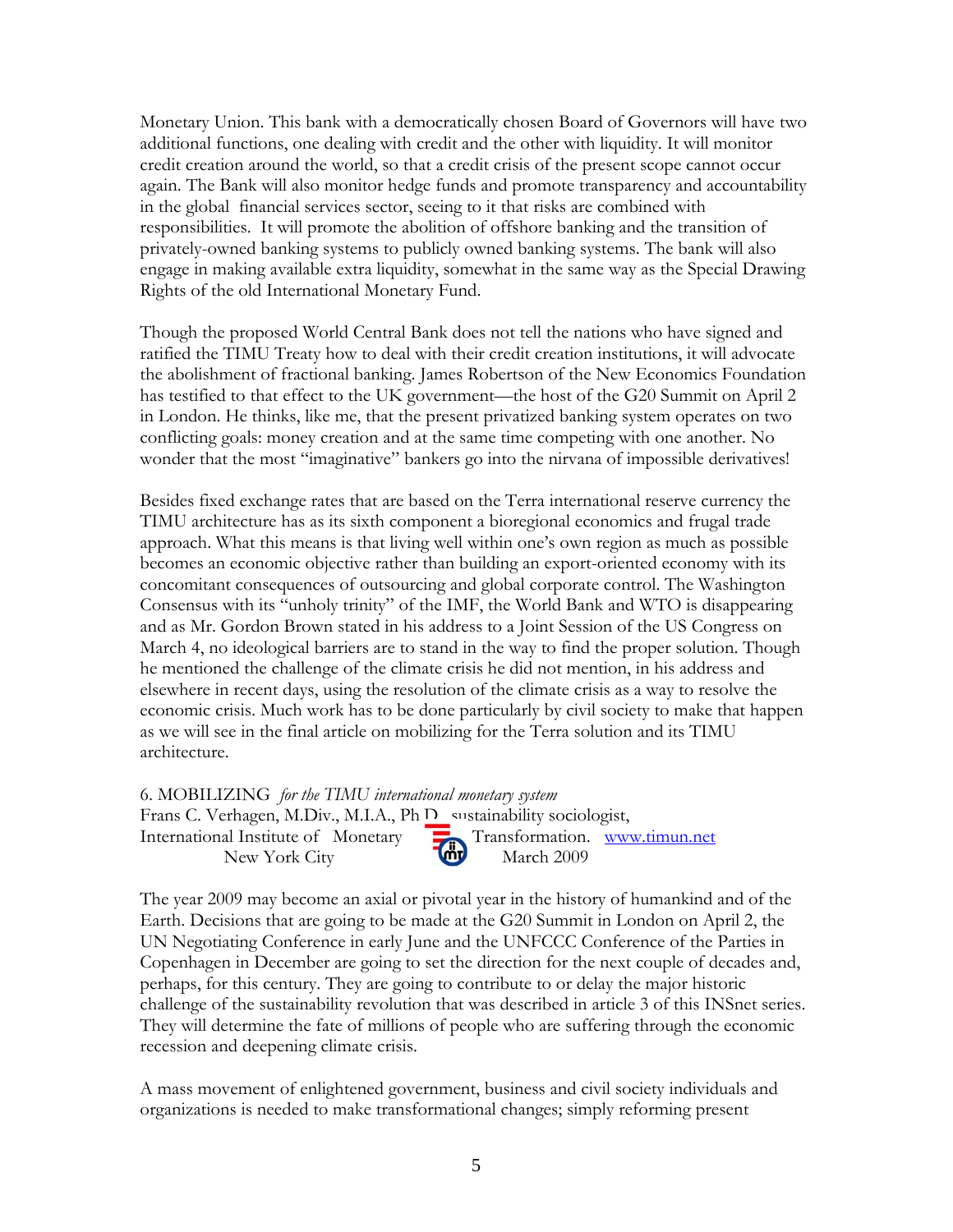Monetary Union. This bank with a democratically chosen Board of Governors will have two additional functions, one dealing with credit and the other with liquidity. It will monitor credit creation around the world, so that a credit crisis of the present scope cannot occur again. The Bank will also monitor hedge funds and promote transparency and accountability in the global financial services sector, seeing to it that risks are combined with responsibilities. It will promote the abolition of offshore banking and the transition of privately-owned banking systems to publicly owned banking systems. The bank will also engage in making available extra liquidity, somewhat in the same way as the Special Drawing Rights of the old International Monetary Fund.

Though the proposed World Central Bank does not tell the nations who have signed and ratified the TIMU Treaty how to deal with their credit creation institutions, it will advocate the abolishment of fractional banking. James Robertson of the New Economics Foundation has testified to that effect to the UK government—the host of the G20 Summit on April 2 in London. He thinks, like me, that the present privatized banking system operates on two conflicting goals: money creation and at the same time competing with one another. No wonder that the most "imaginative" bankers go into the nirvana of impossible derivatives!

Besides fixed exchange rates that are based on the Terra international reserve currency the TIMU architecture has as its sixth component a bioregional economics and frugal trade approach. What this means is that living well within one's own region as much as possible becomes an economic objective rather than building an export-oriented economy with its concomitant consequences of outsourcing and global corporate control. The Washington Consensus with its "unholy trinity" of the IMF, the World Bank and WTO is disappearing and as Mr. Gordon Brown stated in his address to a Joint Session of the US Congress on March 4, no ideological barriers are to stand in the way to find the proper solution. Though he mentioned the challenge of the climate crisis he did not mention, in his address and elsewhere in recent days, using the resolution of the climate crisis as a way to resolve the economic crisis. Much work has to be done particularly by civil society to make that happen as we will see in the final article on mobilizing for the Terra solution and its TIMU architecture.

## 6. MOBILIZING *for the TIMU international monetary system*

Frans C. Verhagen, M.Div., M.I.A., Ph.D., sustainability sociologist,
International Institute of Monetary Transformation. www.timun.net
New York City March 2009

The year 2009 may become an axial or pivotal year in the history of humankind and of the Earth. Decisions that are going to be made at the G20 Summit in London on April 2, the UN Negotiating Conference in early June and the UNFCCC Conference of the Parties in Copenhagen in December are going to set the direction for the next couple of decades and, perhaps, for this century. They are going to contribute to or delay the major historic challenge of the sustainability revolution that was described in article 3 of this INSnet series. They will determine the fate of millions of people who are suffering through the economic recession and deepening climate crisis.

A mass movement of enlightened government, business and civil society individuals and organizations is needed to make transformational changes; simply reforming present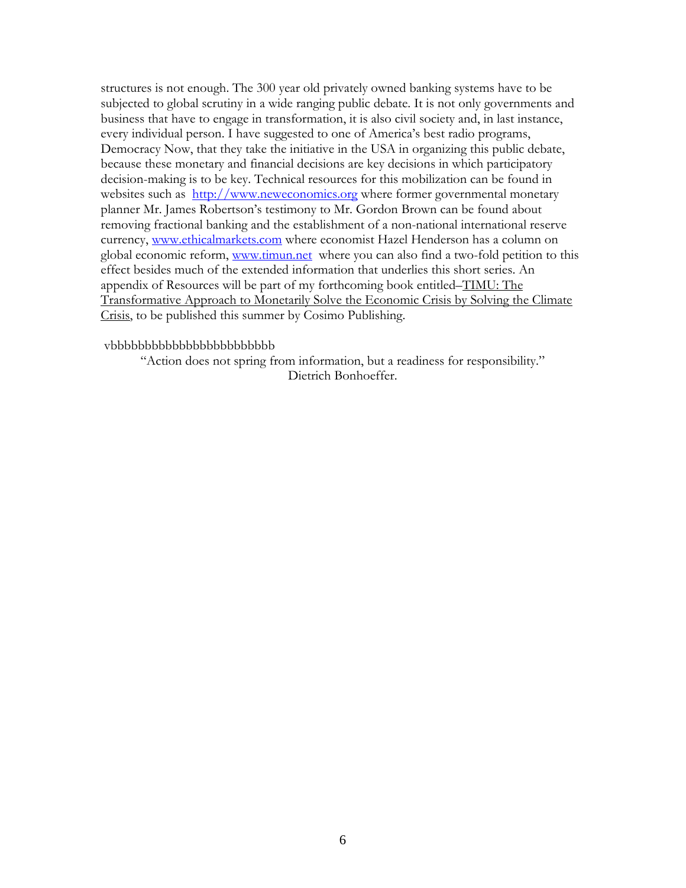structures is not enough. The 300 year old privately owned banking systems have to be subjected to global scrutiny in a wide ranging public debate. It is not only governments and business that have to engage in transformation, it is also civil society and, in last instance, every individual person. I have suggested to one of America's best radio programs, Democracy Now, that they take the initiative in the USA in organizing this public debate, because these monetary and financial decisions are key decisions in which participatory decision-making is to be key. Technical resources for this mobilization can be found in websites such as [http://www.neweconomics.org](http://www.neweconomics.org) where former governmental monetary planner Mr. James Robertson's testimony to Mr. Gordon Brown can be found about removing fractional banking and the establishment of a non-national international reserve currency, [www.ethicalmarkets.com](http://www.ethicalmarkets.com) where economist Hazel Henderson has a column on global economic reform, [www.timun.net](http://www.timun.net) where you can also find a two-fold petition to this effect besides much of the extended information that underlies this short series. An appendix of Resources will be part of my forthcoming book entitled–TIMU: The Transformative Approach to Monetarily Solve the Economic Crisis by Solving the Climate Crisis, to be published this summer by Cosimo Publishing.

vbbbbbbbbbbbbbbbbbbbbbbbb

"Action does not spring from information, but a readiness for responsibility."
Dietrich Bonhoeffer.